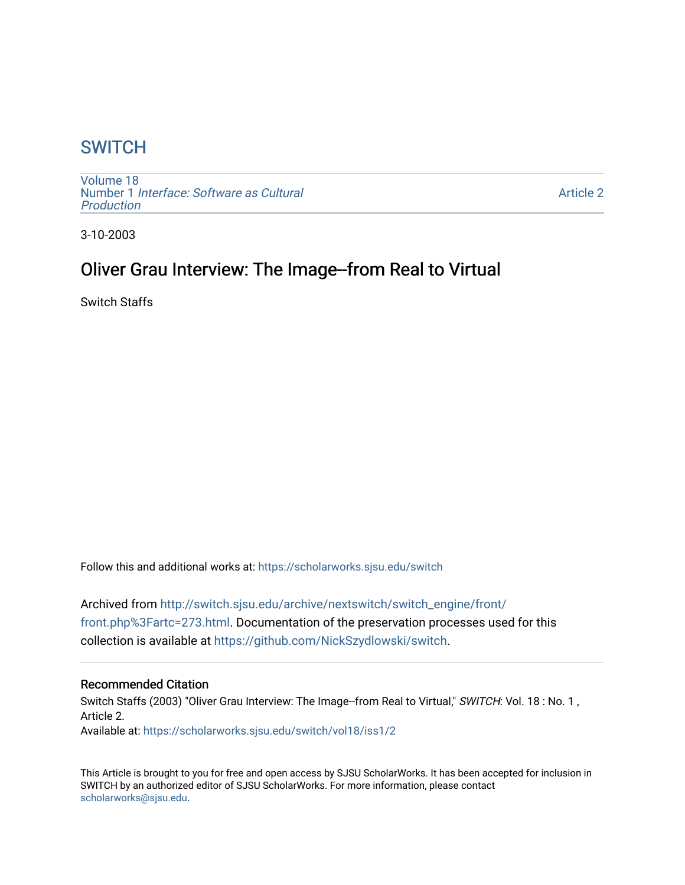# SWITCH

Volume 18
Number 1 *Interface: Software as Cultural Production*

Article 2

3-10-2003

## Oliver Grau Interview: The Image--from Real to Virtual

Switch Staffs

Follow this and additional works at: https://scholarworks.sjsu.edu/switch

Archived from http://switch.sjsu.edu/archive/nextswitch/switch_engine/front/front.php%3Fartc=273.html. Documentation of the preservation processes used for this collection is available at https://github.com/NickSzydlowski/switch.

### Recommended Citation

Switch Staffs (2003) "Oliver Grau Interview: The Image--from Real to Virtual," *SWITCH*: Vol. 18 : No. 1 , Article 2.
Available at: https://scholarworks.sjsu.edu/switch/vol18/iss1/2

This Article is brought to you for free and open access by SJSU ScholarWorks. It has been accepted for inclusion in SWITCH by an authorized editor of SJSU ScholarWorks. For more information, please contact scholarworks@sjsu.edu.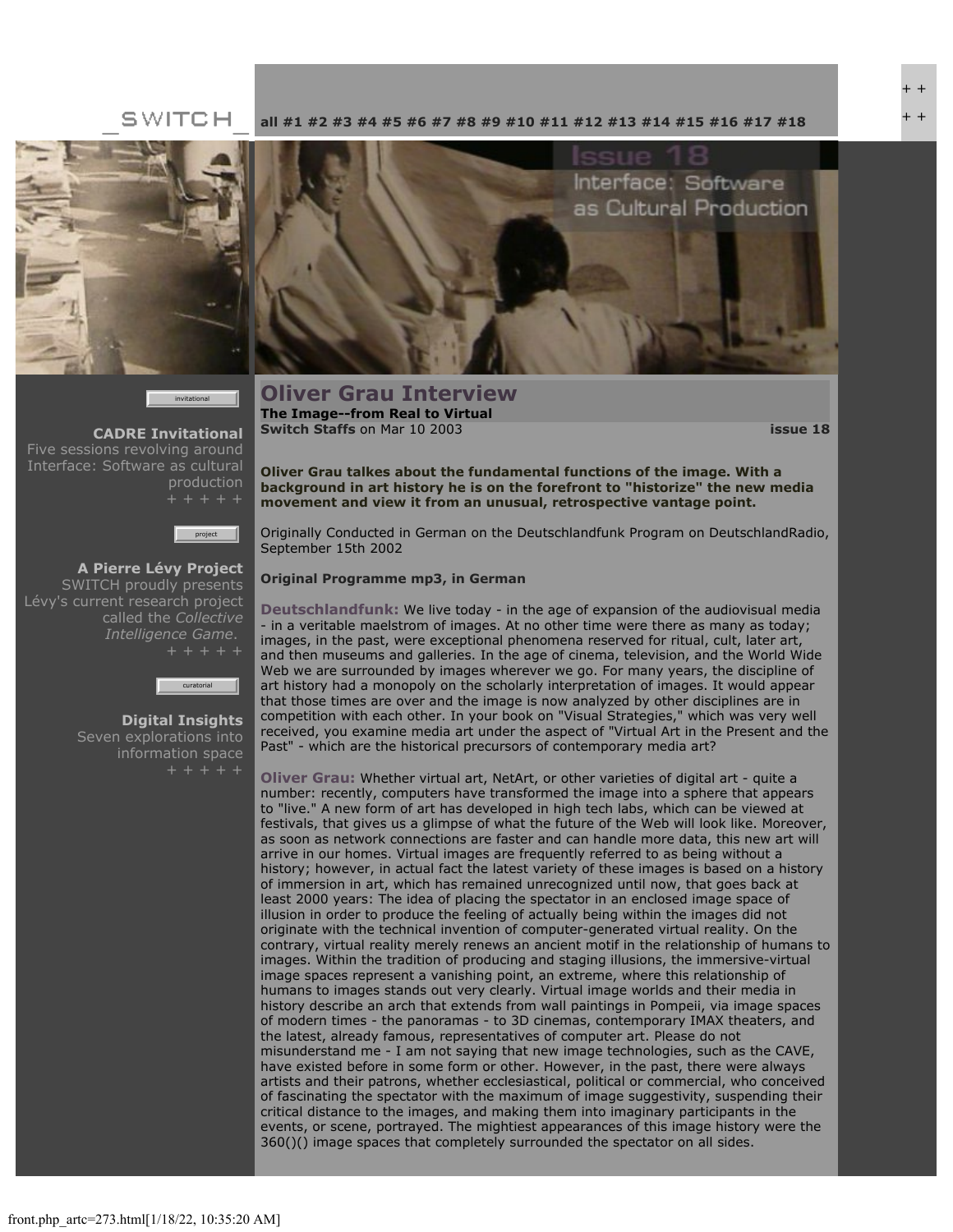_SWITCH_

all #1 #2 #3 #4 #5 #6 #7 #8 #9 #10 #11 #12 #13 #14 #15 #16 #17 #18

invitational

**CADRE Invitational**
Five sessions revolving around Interface: Software as cultural production
+ + + + +

project

**A Pierre Lévy Project**
SWITCH proudly presents Lévy's current research project called the *Collective Intelligence Game*.
+ + + + +

curatorial

**Digital Insights**
Seven explorations into information space
+ + + + +

# Oliver Grau Interview

**The Image--from Real to Virtual**
**Switch Staffs** on Mar 10 2003 **issue 18**

**Oliver Grau talkes about the fundamental functions of the image. With a background in art history he is on the forefront to "historize" the new media movement and view it from an unusual, retrospective vantage point.**

Originally Conducted in German on the Deutschlandfunk Program on DeutschlandRadio, September 15th 2002

**Original Programme mp3, in German**

**Deutschlandfunk:** We live today - in the age of expansion of the audiovisual media - in a veritable maelstrom of images. At no other time were there as many as today; images, in the past, were exceptional phenomena reserved for ritual, cult, later art, and then museums and galleries. In the age of cinema, television, and the World Wide Web we are surrounded by images wherever we go. For many years, the discipline of art history had a monopoly on the scholarly interpretation of images. It would appear that those times are over and the image is now analyzed by other disciplines are in competition with each other. In your book on "Visual Strategies," which was very well received, you examine media art under the aspect of "Virtual Art in the Present and the Past" - which are the historical precursors of contemporary media art?

**Oliver Grau:** Whether virtual art, NetArt, or other varieties of digital art - quite a number: recently, computers have transformed the image into a sphere that appears to "live." A new form of art has developed in high tech labs, which can be viewed at festivals, that gives us a glimpse of what the future of the Web will look like. Moreover, as soon as network connections are faster and can handle more data, this new art will arrive in our homes. Virtual images are frequently referred to as being without a history; however, in actual fact the latest variety of these images is based on a history of immersion in art, which has remained unrecognized until now, that goes back at least 2000 years: The idea of placing the spectator in an enclosed image space of illusion in order to produce the feeling of actually being within the images did not originate with the technical invention of computer-generated virtual reality. On the contrary, virtual reality merely renews an ancient motif in the relationship of humans to images. Within the tradition of producing and staging illusions, the immersive-virtual image spaces represent a vanishing point, an extreme, where this relationship of humans to images stands out very clearly. Virtual image worlds and their media in history describe an arch that extends from wall paintings in Pompeii, via image spaces of modern times - the panoramas - to 3D cinemas, contemporary IMAX theaters, and the latest, already famous, representatives of computer art. Please do not misunderstand me - I am not saying that new image technologies, such as the CAVE, have existed before in some form or other. However, in the past, there were always artists and their patrons, whether ecclesiastical, political or commercial, who conceived of fascinating the spectator with the maximum of image suggestivity, suspending their critical distance to the images, and making them into imaginary participants in the events, or scene, portrayed. The mightiest appearances of this image history were the 360()() image spaces that completely surrounded the spectator on all sides.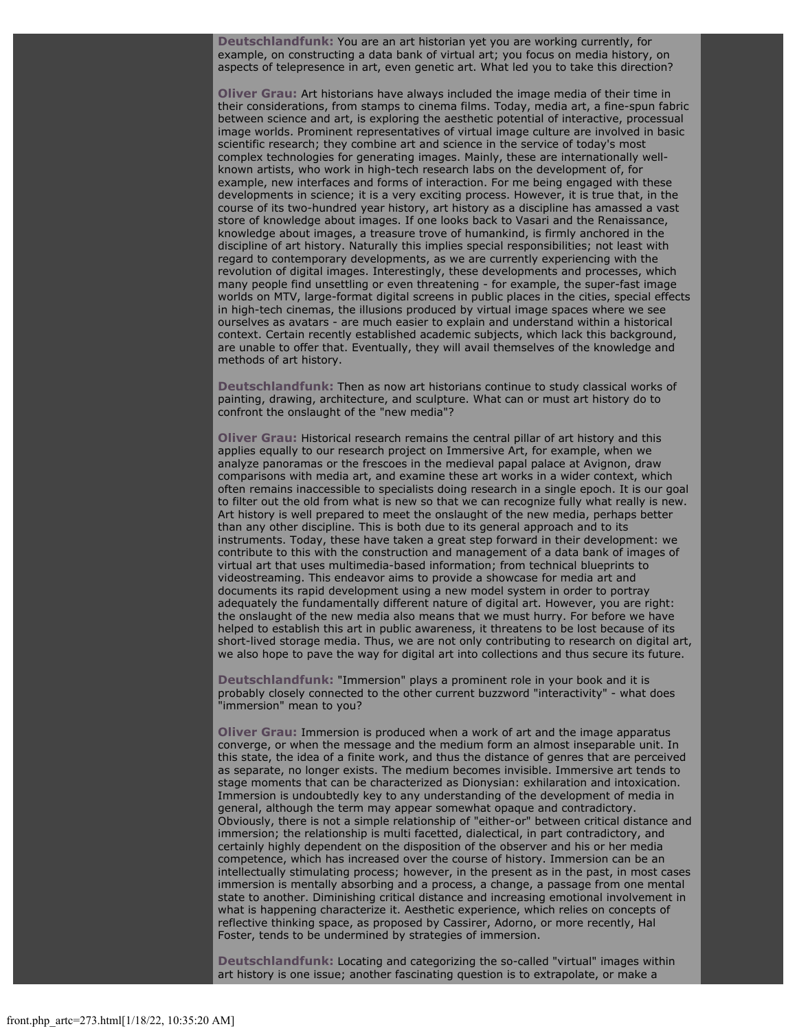**Deutschlandfunk:** You are an art historian yet you are working currently, for example, on constructing a data bank of virtual art; you focus on media history, on aspects of telepresence in art, even genetic art. What led you to take this direction?

**Oliver Grau:** Art historians have always included the image media of their time in their considerations, from stamps to cinema films. Today, media art, a fine-spun fabric between science and art, is exploring the aesthetic potential of interactive, processual image worlds. Prominent representatives of virtual image culture are involved in basic scientific research; they combine art and science in the service of today's most complex technologies for generating images. Mainly, these are internationally well-known artists, who work in high-tech research labs on the development of, for example, new interfaces and forms of interaction. For me being engaged with these developments in science; it is a very exciting process. However, it is true that, in the course of its two-hundred year history, art history as a discipline has amassed a vast store of knowledge about images. If one looks back to Vasari and the Renaissance, knowledge about images, a treasure trove of humankind, is firmly anchored in the discipline of art history. Naturally this implies special responsibilities; not least with regard to contemporary developments, as we are currently experiencing with the revolution of digital images. Interestingly, these developments and processes, which many people find unsettling or even threatening - for example, the super-fast image worlds on MTV, large-format digital screens in public places in the cities, special effects in high-tech cinemas, the illusions produced by virtual image spaces where we see ourselves as avatars - are much easier to explain and understand within a historical context. Certain recently established academic subjects, which lack this background, are unable to offer that. Eventually, they will avail themselves of the knowledge and methods of art history.

**Deutschlandfunk:** Then as now art historians continue to study classical works of painting, drawing, architecture, and sculpture. What can or must art history do to confront the onslaught of the "new media"?

**Oliver Grau:** Historical research remains the central pillar of art history and this applies equally to our research project on Immersive Art, for example, when we analyze panoramas or the frescoes in the medieval papal palace at Avignon, draw comparisons with media art, and examine these art works in a wider context, which often remains inaccessible to specialists doing research in a single epoch. It is our goal to filter out the old from what is new so that we can recognize fully what really is new. Art history is well prepared to meet the onslaught of the new media, perhaps better than any other discipline. This is both due to its general approach and to its instruments. Today, these have taken a great step forward in their development: we contribute to this with the construction and management of a data bank of images of virtual art that uses multimedia-based information; from technical blueprints to videostreaming. This endeavor aims to provide a showcase for media art and documents its rapid development using a new model system in order to portray adequately the fundamentally different nature of digital art. However, you are right: the onslaught of the new media also means that we must hurry. For before we have helped to establish this art in public awareness, it threatens to be lost because of its short-lived storage media. Thus, we are not only contributing to research on digital art, we also hope to pave the way for digital art into collections and thus secure its future.

**Deutschlandfunk:** "Immersion" plays a prominent role in your book and it is probably closely connected to the other current buzzword "interactivity" - what does "immersion" mean to you?

**Oliver Grau:** Immersion is produced when a work of art and the image apparatus converge, or when the message and the medium form an almost inseparable unit. In this state, the idea of a finite work, and thus the distance of genres that are perceived as separate, no longer exists. The medium becomes invisible. Immersive art tends to stage moments that can be characterized as Dionysian: exhilaration and intoxication. Immersion is undoubtedly key to any understanding of the development of media in general, although the term may appear somewhat opaque and contradictory. Obviously, there is not a simple relationship of "either-or" between critical distance and immersion; the relationship is multi facetted, dialectical, in part contradictory, and certainly highly dependent on the disposition of the observer and his or her media competence, which has increased over the course of history. Immersion can be an intellectually stimulating process; however, in the present as in the past, in most cases immersion is mentally absorbing and a process, a change, a passage from one mental state to another. Diminishing critical distance and increasing emotional involvement in what is happening characterize it. Aesthetic experience, which relies on concepts of reflective thinking space, as proposed by Cassirer, Adorno, or more recently, Hal Foster, tends to be undermined by strategies of immersion.

**Deutschlandfunk:** Locating and categorizing the so-called "virtual" images within art history is one issue; another fascinating question is to extrapolate, or make a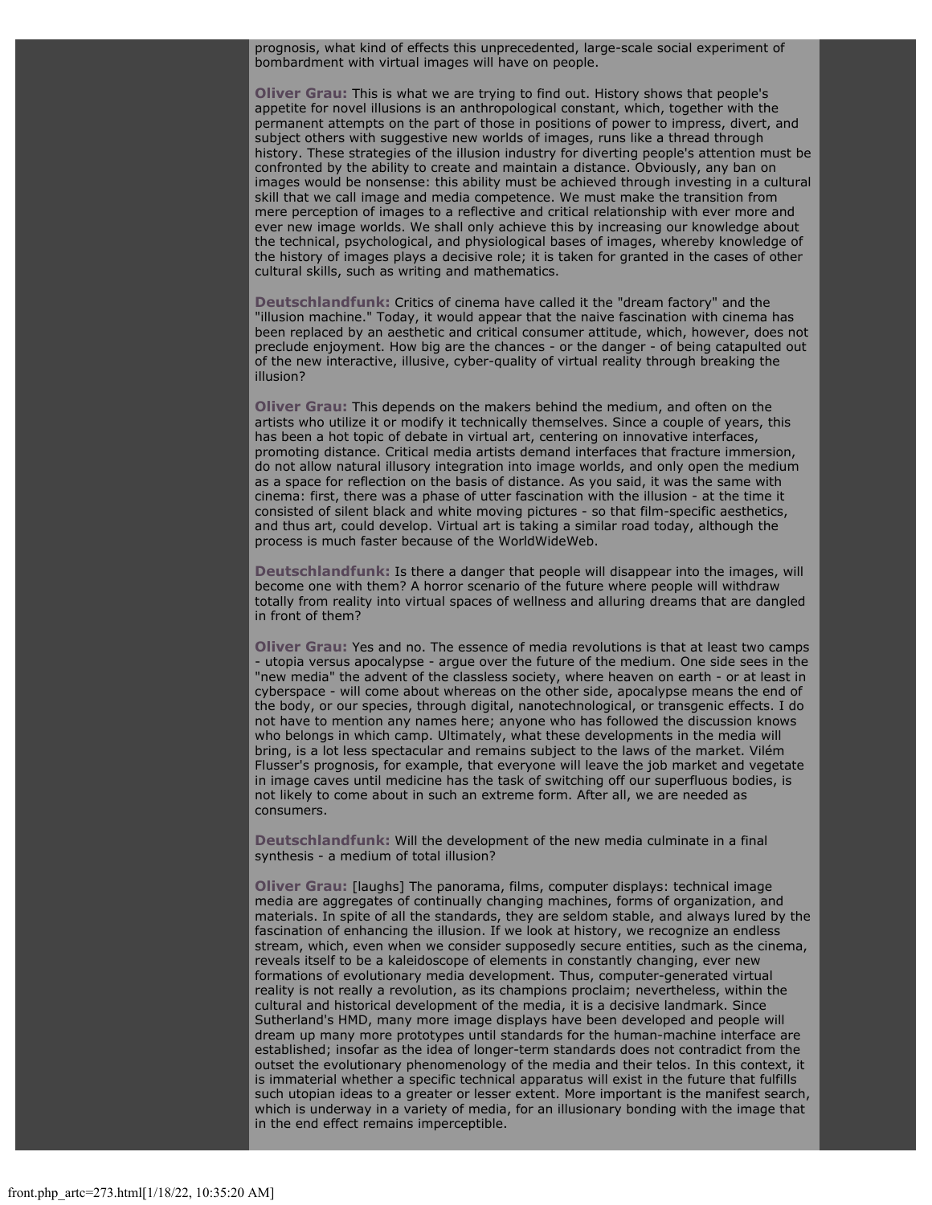prognosis, what kind of effects this unprecedented, large-scale social experiment of bombardment with virtual images will have on people.

**Oliver Grau:** This is what we are trying to find out. History shows that people's appetite for novel illusions is an anthropological constant, which, together with the permanent attempts on the part of those in positions of power to impress, divert, and subject others with suggestive new worlds of images, runs like a thread through history. These strategies of the illusion industry for diverting people's attention must be confronted by the ability to create and maintain a distance. Obviously, any ban on images would be nonsense: this ability must be achieved through investing in a cultural skill that we call image and media competence. We must make the transition from mere perception of images to a reflective and critical relationship with ever more and ever new image worlds. We shall only achieve this by increasing our knowledge about the technical, psychological, and physiological bases of images, whereby knowledge of the history of images plays a decisive role; it is taken for granted in the cases of other cultural skills, such as writing and mathematics.

**Deutschlandfunk:** Critics of cinema have called it the "dream factory" and the "illusion machine." Today, it would appear that the naive fascination with cinema has been replaced by an aesthetic and critical consumer attitude, which, however, does not preclude enjoyment. How big are the chances - or the danger - of being catapulted out of the new interactive, illusive, cyber-quality of virtual reality through breaking the illusion?

**Oliver Grau:** This depends on the makers behind the medium, and often on the artists who utilize it or modify it technically themselves. Since a couple of years, this has been a hot topic of debate in virtual art, centering on innovative interfaces, promoting distance. Critical media artists demand interfaces that fracture immersion, do not allow natural illusory integration into image worlds, and only open the medium as a space for reflection on the basis of distance. As you said, it was the same with cinema: first, there was a phase of utter fascination with the illusion - at the time it consisted of silent black and white moving pictures - so that film-specific aesthetics, and thus art, could develop. Virtual art is taking a similar road today, although the process is much faster because of the WorldWideWeb.

**Deutschlandfunk:** Is there a danger that people will disappear into the images, will become one with them? A horror scenario of the future where people will withdraw totally from reality into virtual spaces of wellness and alluring dreams that are dangled in front of them?

**Oliver Grau:** Yes and no. The essence of media revolutions is that at least two camps - utopia versus apocalypse - argue over the future of the medium. One side sees in the "new media" the advent of the classless society, where heaven on earth - or at least in cyberspace - will come about whereas on the other side, apocalypse means the end of the body, or our species, through digital, nanotechnological, or transgenic effects. I do not have to mention any names here; anyone who has followed the discussion knows who belongs in which camp. Ultimately, what these developments in the media will bring, is a lot less spectacular and remains subject to the laws of the market. Vilém Flusser's prognosis, for example, that everyone will leave the job market and vegetate in image caves until medicine has the task of switching off our superfluous bodies, is not likely to come about in such an extreme form. After all, we are needed as consumers.

**Deutschlandfunk:** Will the development of the new media culminate in a final synthesis - a medium of total illusion?

**Oliver Grau:** [laughs] The panorama, films, computer displays: technical image media are aggregates of continually changing machines, forms of organization, and materials. In spite of all the standards, they are seldom stable, and always lured by the fascination of enhancing the illusion. If we look at history, we recognize an endless stream, which, even when we consider supposedly secure entities, such as the cinema, reveals itself to be a kaleidoscope of elements in constantly changing, ever new formations of evolutionary media development. Thus, computer-generated virtual reality is not really a revolution, as its champions proclaim; nevertheless, within the cultural and historical development of the media, it is a decisive landmark. Since Sutherland's HMD, many more image displays have been developed and people will dream up many more prototypes until standards for the human-machine interface are established; insofar as the idea of longer-term standards does not contradict from the outset the evolutionary phenomenology of the media and their telos. In this context, it is immaterial whether a specific technical apparatus will exist in the future that fulfills such utopian ideas to a greater or lesser extent. More important is the manifest search, which is underway in a variety of media, for an illusionary bonding with the image that in the end effect remains imperceptible.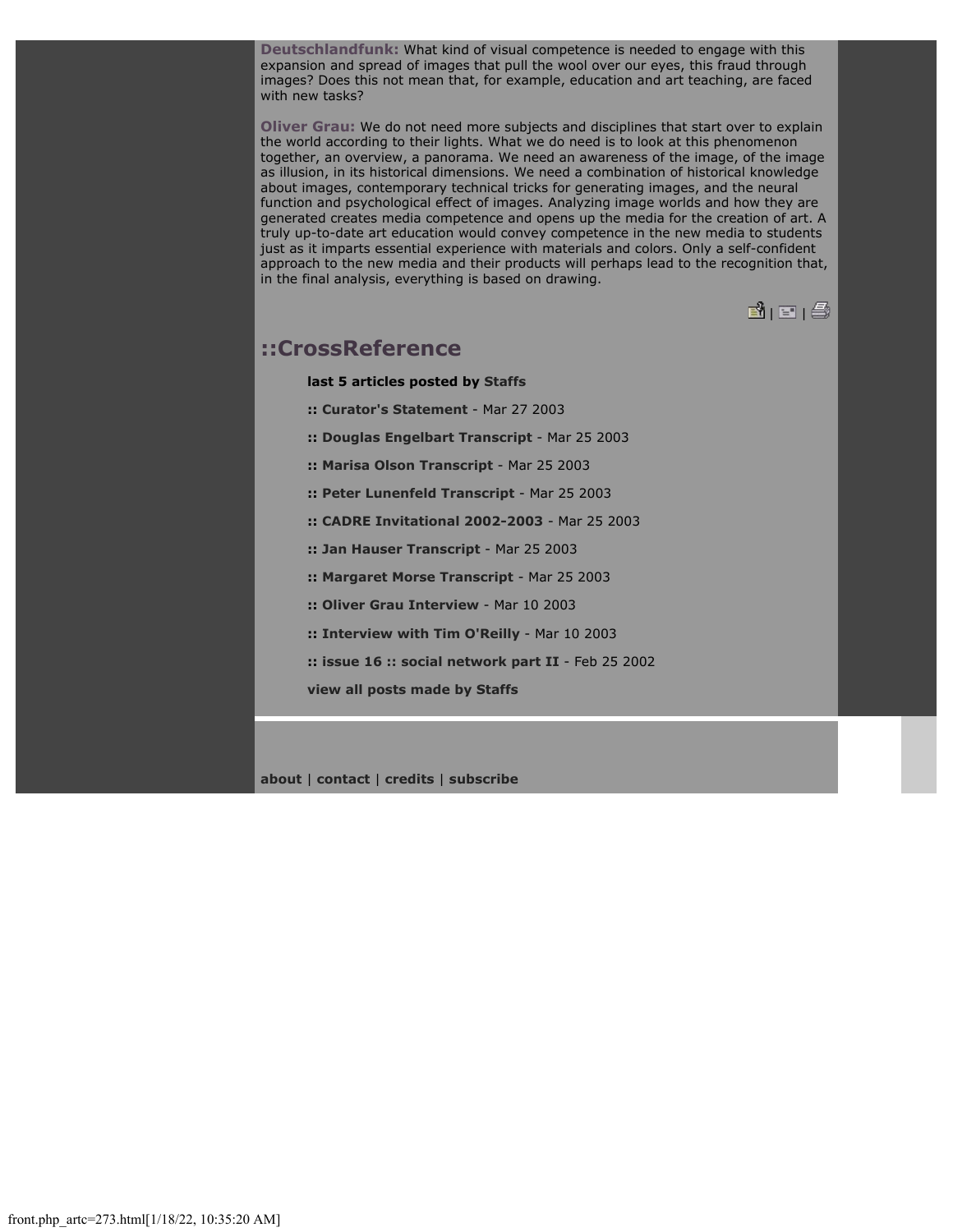**Deutschlandfunk:** What kind of visual competence is needed to engage with this expansion and spread of images that pull the wool over our eyes, this fraud through images? Does this not mean that, for example, education and art teaching, are faced with new tasks?

**Oliver Grau:** We do not need more subjects and disciplines that start over to explain the world according to their lights. What we do need is to look at this phenomenon together, an overview, a panorama. We need an awareness of the image, of the image as illusion, in its historical dimensions. We need a combination of historical knowledge about images, contemporary technical tricks for generating images, and the neural function and psychological effect of images. Analyzing image worlds and how they are generated creates media competence and opens up the media for the creation of art. A truly up-to-date art education would convey competence in the new media to students just as it imparts essential experience with materials and colors. Only a self-confident approach to the new media and their products will perhaps lead to the recognition that, in the final analysis, everything is based on drawing.

## ::CrossReference

**last 5 articles posted by Staffs**

**:: Curator's Statement** - Mar 27 2003

**:: Douglas Engelbart Transcript** - Mar 25 2003

**:: Marisa Olson Transcript** - Mar 25 2003

**:: Peter Lunenfeld Transcript** - Mar 25 2003

**:: CADRE Invitational 2002-2003** - Mar 25 2003

**:: Jan Hauser Transcript** - Mar 25 2003

**:: Margaret Morse Transcript** - Mar 25 2003

**:: Oliver Grau Interview** - Mar 10 2003

**:: Interview with Tim O'Reilly** - Mar 10 2003

**:: issue 16 :: social network part II** - Feb 25 2002

**view all posts made by Staffs**

**about** | **contact** | **credits** | **subscribe**